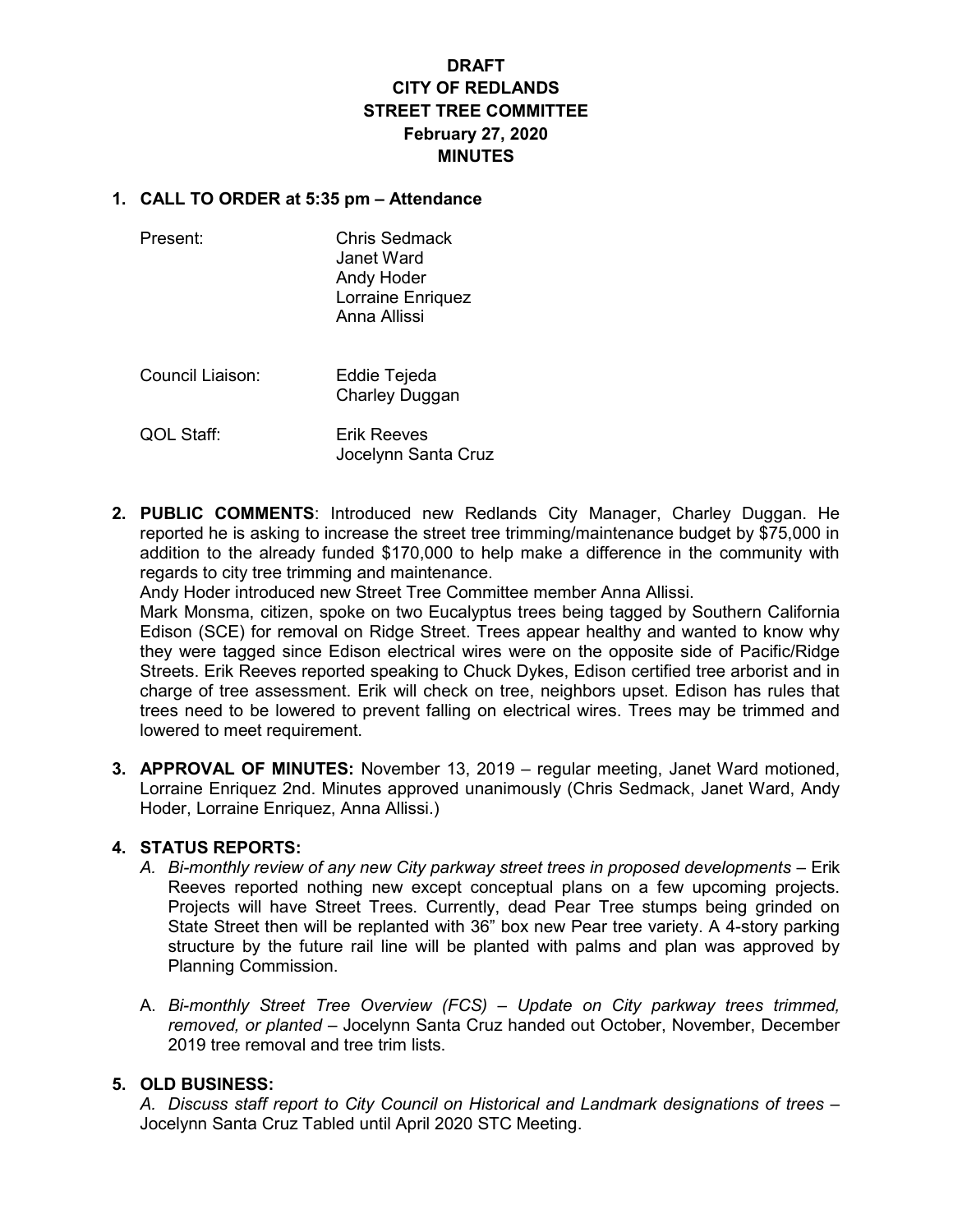**DRAFT**
**CITY OF REDLANDS**
**STREET TREE COMMITTEE**
**February 27, 2020**
**MINUTES**

**1. CALL TO ORDER at 5:35 pm – Attendance**

| | |
|---|---|
| Present: | Chris Sedmack<br>Janet Ward<br>Andy Hoder<br>Lorraine Enriquez<br>Anna Allissi |
| Council Liaison: | Eddie Tejeda<br>Charley Duggan |
| QOL Staff: | Erik Reeves<br>Jocelynn Santa Cruz |

**2. PUBLIC COMMENTS**: Introduced new Redlands City Manager, Charley Duggan. He reported he is asking to increase the street tree trimming/maintenance budget by $75,000 in addition to the already funded $170,000 to help make a difference in the community with regards to city tree trimming and maintenance.

Andy Hoder introduced new Street Tree Committee member Anna Allissi.

Mark Monsma, citizen, spoke on two Eucalyptus trees being tagged by Southern California Edison (SCE) for removal on Ridge Street. Trees appear healthy and wanted to know why they were tagged since Edison electrical wires were on the opposite side of Pacific/Ridge Streets. Erik Reeves reported speaking to Chuck Dykes, Edison certified tree arborist and in charge of tree assessment. Erik will check on tree, neighbors upset. Edison has rules that trees need to be lowered to prevent falling on electrical wires. Trees may be trimmed and lowered to meet requirement.

**3. APPROVAL OF MINUTES:** November 13, 2019 – regular meeting, Janet Ward motioned, Lorraine Enriquez 2nd. Minutes approved unanimously (Chris Sedmack, Janet Ward, Andy Hoder, Lorraine Enriquez, Anna Allissi.)

**4. STATUS REPORTS:**

A. *Bi-monthly review of any new City parkway street trees in proposed developments* – Erik Reeves reported nothing new except conceptual plans on a few upcoming projects. Projects will have Street Trees. Currently, dead Pear Tree stumps being grinded on State Street then will be replanted with 36" box new Pear tree variety. A 4-story parking structure by the future rail line will be planted with palms and plan was approved by Planning Commission.

A. *Bi-monthly Street Tree Overview (FCS) – Update on City parkway trees trimmed, removed, or planted* – Jocelynn Santa Cruz handed out October, November, December 2019 tree removal and tree trim lists.

**5. OLD BUSINESS:**

*A. Discuss staff report to City Council on Historical and Landmark designations of trees* – Jocelynn Santa Cruz Tabled until April 2020 STC Meeting.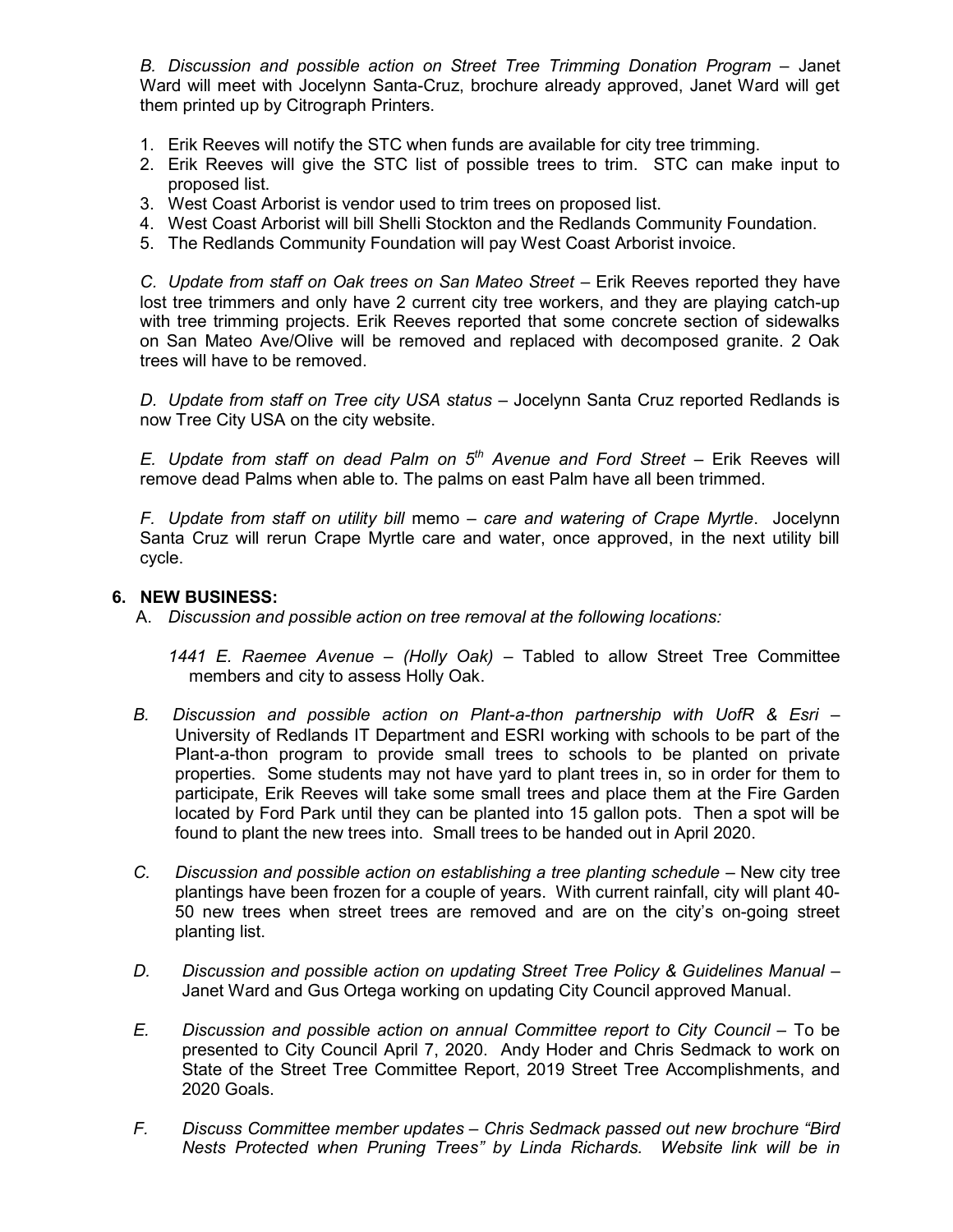*B. Discussion and possible action on Street Tree Trimming Donation Program* – Janet Ward will meet with Jocelynn Santa-Cruz, brochure already approved, Janet Ward will get them printed up by Citrograph Printers.

1. Erik Reeves will notify the STC when funds are available for city tree trimming.
2. Erik Reeves will give the STC list of possible trees to trim. STC can make input to proposed list.
3. West Coast Arborist is vendor used to trim trees on proposed list.
4. West Coast Arborist will bill Shelli Stockton and the Redlands Community Foundation.
5. The Redlands Community Foundation will pay West Coast Arborist invoice.

*C. Update from staff on Oak trees on San Mateo Street* – Erik Reeves reported they have lost tree trimmers and only have 2 current city tree workers, and they are playing catch-up with tree trimming projects. Erik Reeves reported that some concrete section of sidewalks on San Mateo Ave/Olive will be removed and replaced with decomposed granite. 2 Oak trees will have to be removed.

*D. Update from staff on Tree city USA status* – Jocelynn Santa Cruz reported Redlands is now Tree City USA on the city website.

*E. Update from staff on dead Palm on 5th Avenue and Ford Street* – Erik Reeves will remove dead Palms when able to. The palms on east Palm have all been trimmed.

*F. Update from staff on utility bill* memo – *care and watering of Crape Myrtle*. Jocelynn Santa Cruz will rerun Crape Myrtle care and water, once approved, in the next utility bill cycle.

## 6. NEW BUSINESS:

A. *Discussion and possible action on tree removal at the following locations:*

*1441 E. Raemee Avenue – (Holly Oak)* – Tabled to allow Street Tree Committee members and city to assess Holly Oak.

B. *Discussion and possible action on Plant-a-thon partnership with UofR & Esri* – University of Redlands IT Department and ESRI working with schools to be part of the Plant-a-thon program to provide small trees to schools to be planted on private properties. Some students may not have yard to plant trees in, so in order for them to participate, Erik Reeves will take some small trees and place them at the Fire Garden located by Ford Park until they can be planted into 15 gallon pots. Then a spot will be found to plant the new trees into. Small trees to be handed out in April 2020.

C. *Discussion and possible action on establishing a tree planting schedule* – New city tree plantings have been frozen for a couple of years. With current rainfall, city will plant 40-50 new trees when street trees are removed and are on the city's on-going street planting list.

D. *Discussion and possible action on updating Street Tree Policy & Guidelines Manual* – Janet Ward and Gus Ortega working on updating City Council approved Manual.

E. *Discussion and possible action on annual Committee report to City Council* – To be presented to City Council April 7, 2020. Andy Hoder and Chris Sedmack to work on State of the Street Tree Committee Report, 2019 Street Tree Accomplishments, and 2020 Goals.

F. *Discuss Committee member updates – Chris Sedmack passed out new brochure "Bird Nests Protected when Pruning Trees" by Linda Richards. Website link will be in*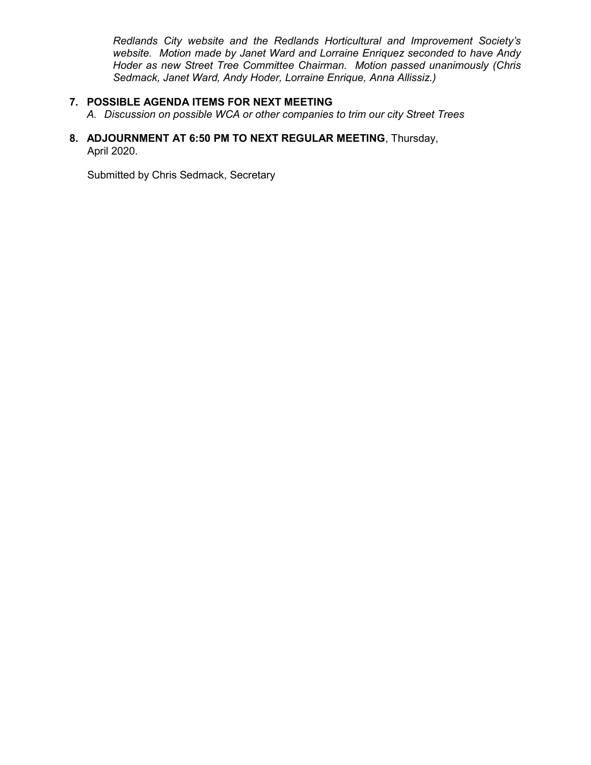*Redlands City website and the Redlands Horticultural and Improvement Society's website. Motion made by Janet Ward and Lorraine Enriquez seconded to have Andy Hoder as new Street Tree Committee Chairman. Motion passed unanimously (Chris Sedmack, Janet Ward, Andy Hoder, Lorraine Enrique, Anna Allissiz.)*

**7. POSSIBLE AGENDA ITEMS FOR NEXT MEETING**

*A. Discussion on possible WCA or other companies to trim our city Street Trees*

**8. ADJOURNMENT AT 6:50 PM TO NEXT REGULAR MEETING**, Thursday, April 2020.

Submitted by Chris Sedmack, Secretary